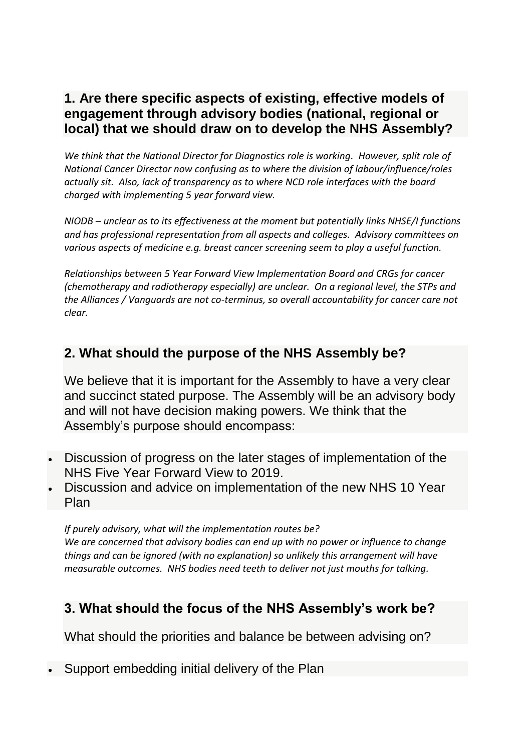## 1. Are there specific aspects of existing, effective models of engagement through advisory bodies (national, regional or local) that we should draw on to develop the NHS Assembly?

*We think that the National Director for Diagnostics role is working. However, split role of National Cancer Director now confusing as to where the division of labour/influence/roles actually sit. Also, lack of transparency as to where NCD role interfaces with the board charged with implementing 5 year forward view.*

*NIODB – unclear as to its effectiveness at the moment but potentially links NHSE/I functions and has professional representation from all aspects and colleges. Advisory committees on various aspects of medicine e.g. breast cancer screening seem to play a useful function.*

*Relationships between 5 Year Forward View Implementation Board and CRGs for cancer (chemotherapy and radiotherapy especially) are unclear. On a regional level, the STPs and the Alliances / Vanguards are not co-terminus, so overall accountability for cancer care not clear.*

## 2. What should the purpose of the NHS Assembly be?

We believe that it is important for the Assembly to have a very clear and succinct stated purpose. The Assembly will be an advisory body and will not have decision making powers. We think that the Assembly's purpose should encompass:

- Discussion of progress on the later stages of implementation of the NHS Five Year Forward View to 2019.
- Discussion and advice on implementation of the new NHS 10 Year Plan

*If purely advisory, what will the implementation routes be?*
*We are concerned that advisory bodies can end up with no power or influence to change things and can be ignored (with no explanation) so unlikely this arrangement will have measurable outcomes. NHS bodies need teeth to deliver not just mouths for talking.*

## 3. What should the focus of the NHS Assembly's work be?

What should the priorities and balance be between advising on?

- Support embedding initial delivery of the Plan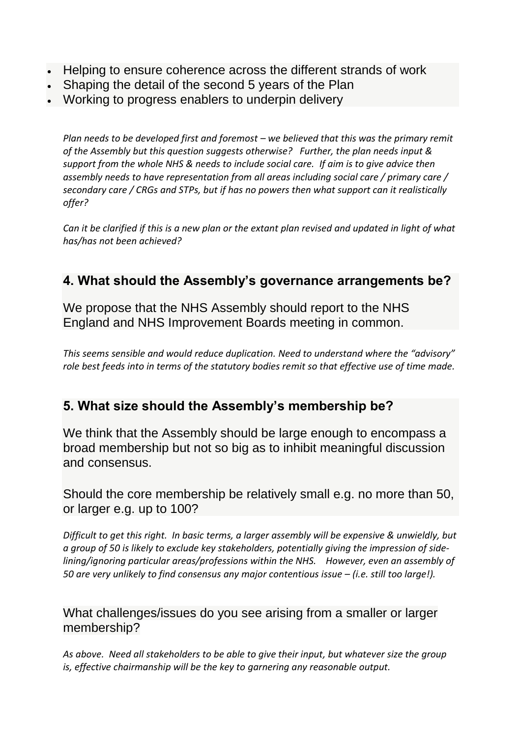- Helping to ensure coherence across the different strands of work
- Shaping the detail of the second 5 years of the Plan
- Working to progress enablers to underpin delivery

*Plan needs to be developed first and foremost – we believed that this was the primary remit of the Assembly but this question suggests otherwise? Further, the plan needs input & support from the whole NHS & needs to include social care. If aim is to give advice then assembly needs to have representation from all areas including social care / primary care / secondary care / CRGs and STPs, but if has no powers then what support can it realistically offer?*

*Can it be clarified if this is a new plan or the extant plan revised and updated in light of what has/has not been achieved?*

## 4. What should the Assembly's governance arrangements be?

We propose that the NHS Assembly should report to the NHS England and NHS Improvement Boards meeting in common.

*This seems sensible and would reduce duplication. Need to understand where the "advisory" role best feeds into in terms of the statutory bodies remit so that effective use of time made.*

## 5. What size should the Assembly's membership be?

We think that the Assembly should be large enough to encompass a broad membership but not so big as to inhibit meaningful discussion and consensus.

Should the core membership be relatively small e.g. no more than 50, or larger e.g. up to 100?

*Difficult to get this right. In basic terms, a larger assembly will be expensive & unwieldly, but a group of 50 is likely to exclude key stakeholders, potentially giving the impression of side-lining/ignoring particular areas/professions within the NHS. However, even an assembly of 50 are very unlikely to find consensus any major contentious issue – (i.e. still too large!).*

What challenges/issues do you see arising from a smaller or larger membership?

*As above. Need all stakeholders to be able to give their input, but whatever size the group is, effective chairmanship will be the key to garnering any reasonable output.*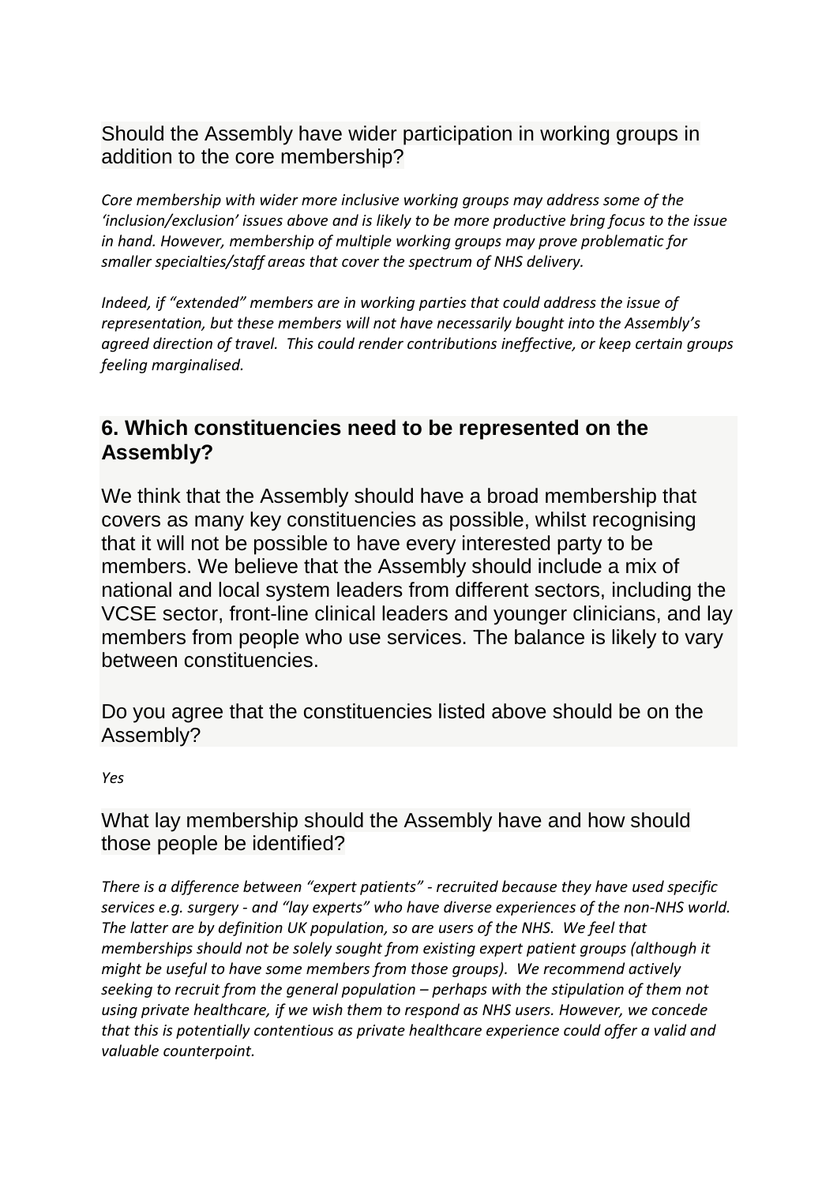Should the Assembly have wider participation in working groups in addition to the core membership?

*Core membership with wider more inclusive working groups may address some of the 'inclusion/exclusion' issues above and is likely to be more productive bring focus to the issue in hand. However, membership of multiple working groups may prove problematic for smaller specialties/staff areas that cover the spectrum of NHS delivery.*

*Indeed, if "extended" members are in working parties that could address the issue of representation, but these members will not have necessarily bought into the Assembly's agreed direction of travel. This could render contributions ineffective, or keep certain groups feeling marginalised.*

## 6. Which constituencies need to be represented on the Assembly?

We think that the Assembly should have a broad membership that covers as many key constituencies as possible, whilst recognising that it will not be possible to have every interested party to be members. We believe that the Assembly should include a mix of national and local system leaders from different sectors, including the VCSE sector, front-line clinical leaders and younger clinicians, and lay members from people who use services. The balance is likely to vary between constituencies.

Do you agree that the constituencies listed above should be on the Assembly?

*Yes*

What lay membership should the Assembly have and how should those people be identified?

*There is a difference between "expert patients" - recruited because they have used specific services e.g. surgery - and "lay experts" who have diverse experiences of the non-NHS world. The latter are by definition UK population, so are users of the NHS. We feel that memberships should not be solely sought from existing expert patient groups (although it might be useful to have some members from those groups). We recommend actively seeking to recruit from the general population – perhaps with the stipulation of them not using private healthcare, if we wish them to respond as NHS users. However, we concede that this is potentially contentious as private healthcare experience could offer a valid and valuable counterpoint.*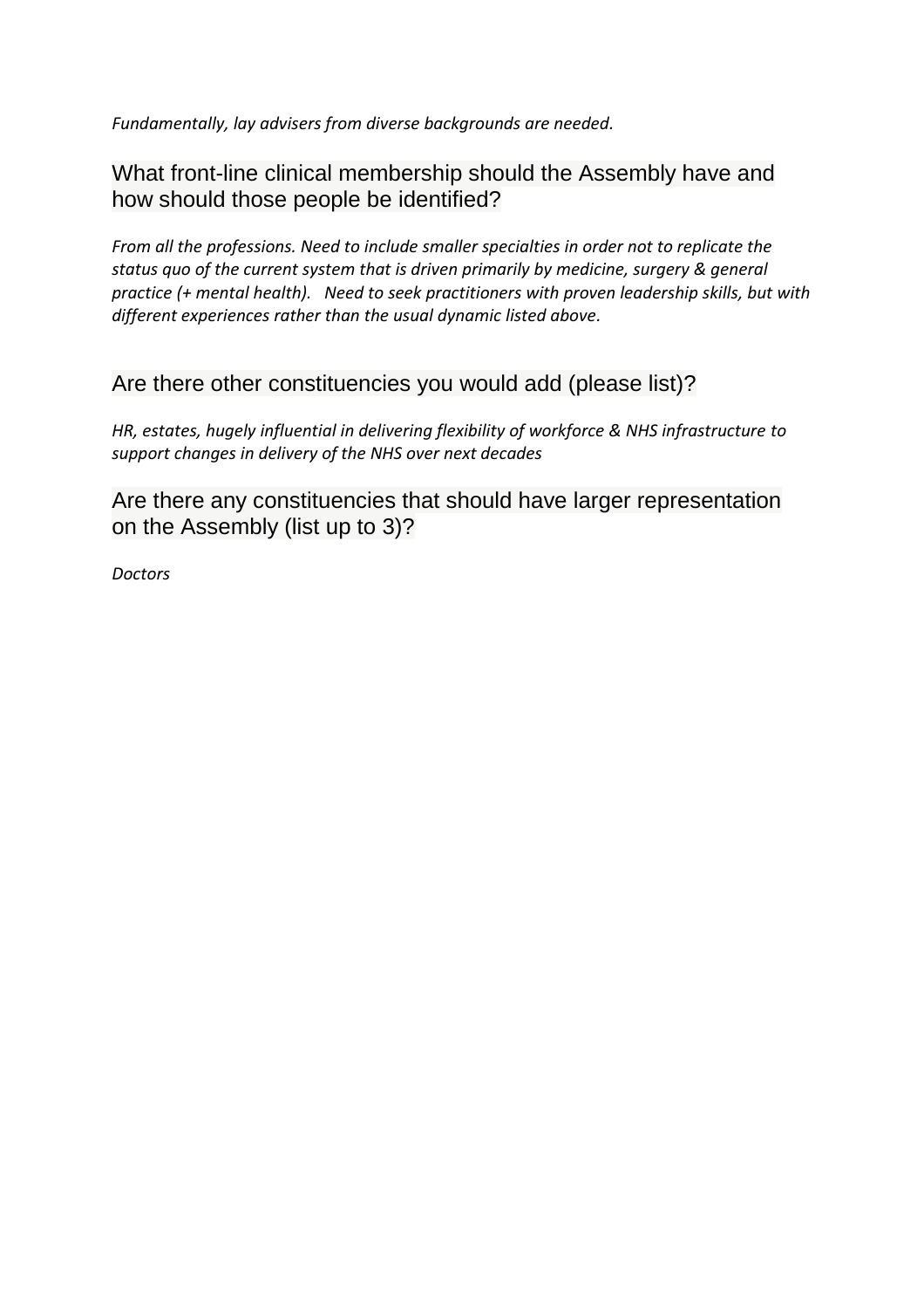*Fundamentally, lay advisers from diverse backgrounds are needed.*

## What front-line clinical membership should the Assembly have and how should those people be identified?

*From all the professions. Need to include smaller specialties in order not to replicate the status quo of the current system that is driven primarily by medicine, surgery & general practice (+ mental health). Need to seek practitioners with proven leadership skills, but with different experiences rather than the usual dynamic listed above.*

## Are there other constituencies you would add (please list)?

*HR, estates, hugely influential in delivering flexibility of workforce & NHS infrastructure to support changes in delivery of the NHS over next decades*

## Are there any constituencies that should have larger representation on the Assembly (list up to 3)?

*Doctors*